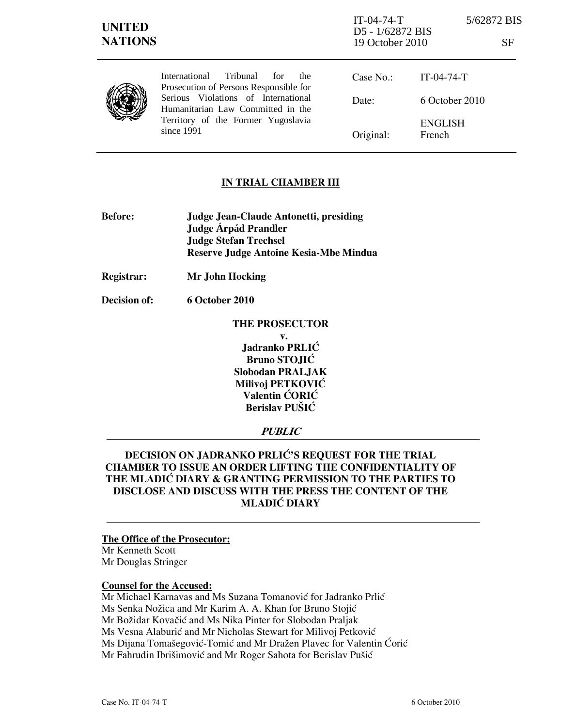UNITED NATIONS

IT-04-74-T 5/62872 BIS
D5 - 1/62872 BIS
19 October 2010 SF

International Tribunal for the Prosecution of Persons Responsible for Serious Violations of International Humanitarian Law Committed in the Territory of the Former Yugoslavia since 1991

| | |
|---|---|
| Case No.: | IT-04-74-T |
| Date: | 6 October 2010 |
| | ENGLISH |
| Original: | French |

## IN TRIAL CHAMBER III

**Before:** **Judge Jean-Claude Antonetti, presiding**
**Judge Árpád Prandler**
**Judge Stefan Trechsel**
**Reserve Judge Antoine Kesia-Mbe Mindua**

**Registrar:** **Mr John Hocking**

**Decision of:** **6 October 2010**

**THE PROSECUTOR**
**v.**
**Jadranko PRLIĆ**
**Bruno STOJIĆ**
**Slobodan PRALJAK**
**Milivoj PETKOVIĆ**
**Valentin ĆORIĆ**
**Berislav PUŠIĆ**

***PUBLIC***

## DECISION ON JADRANKO PRLIĆ'S REQUEST FOR THE TRIAL CHAMBER TO ISSUE AN ORDER LIFTING THE CONFIDENTIALITY OF THE MLADIĆ DIARY & GRANTING PERMISSION TO THE PARTIES TO DISCLOSE AND DISCUSS WITH THE PRESS THE CONTENT OF THE MLADIĆ DIARY

**The Office of the Prosecutor:**
Mr Kenneth Scott
Mr Douglas Stringer

**Counsel for the Accused:**
Mr Michael Karnavas and Ms Suzana Tomanović for Jadranko Prlić
Ms Senka Nožica and Mr Karim A. A. Khan for Bruno Stojić
Mr Božidar Kovačić and Ms Nika Pinter for Slobodan Praljak
Ms Vesna Alaburić and Mr Nicholas Stewart for Milivoj Petković
Ms Dijana Tomašegović-Tomić and Mr Dražen Plavec for Valentin Ćorić
Mr Fahrudin Ibrišimović and Mr Roger Sahota for Berislav Pušić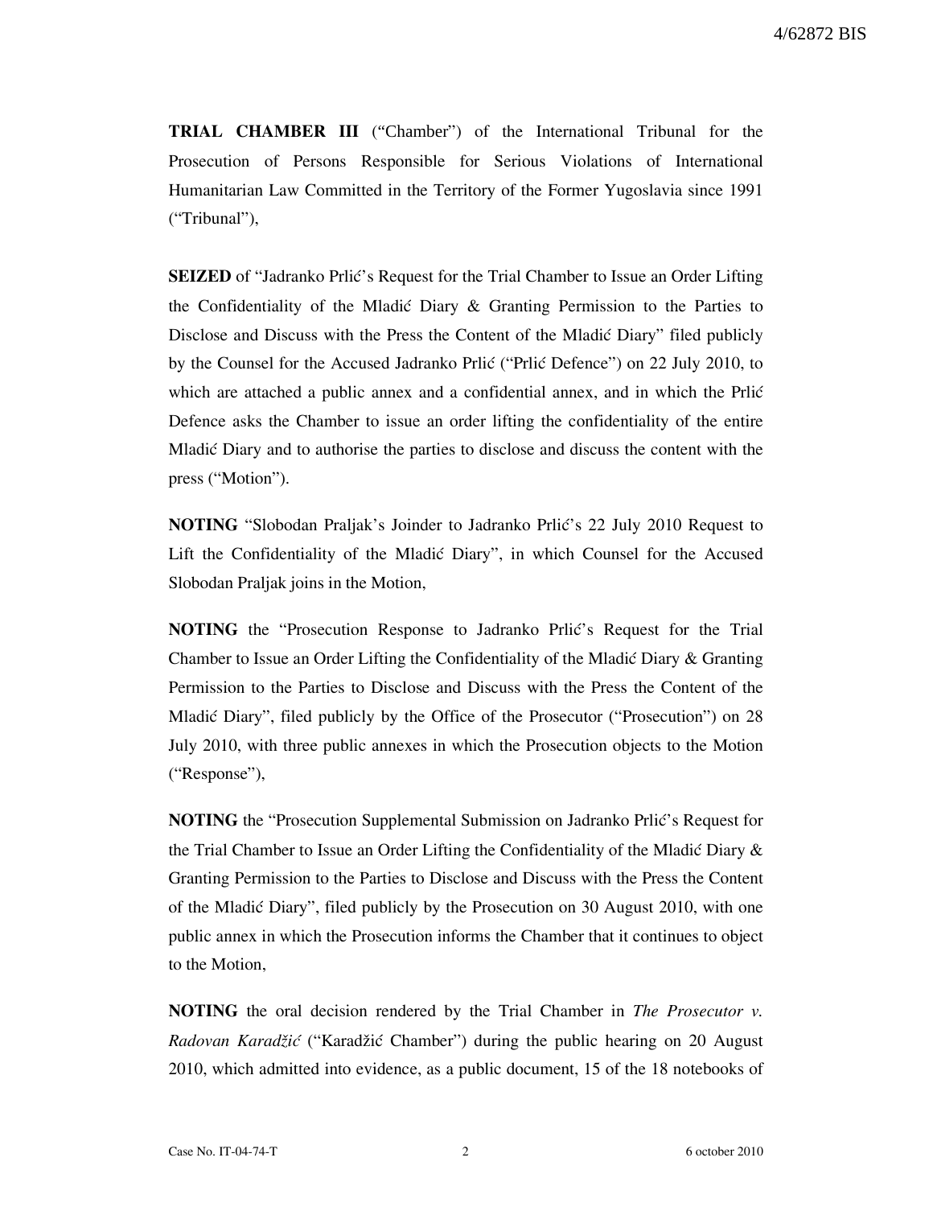**TRIAL CHAMBER III** ("Chamber") of the International Tribunal for the Prosecution of Persons Responsible for Serious Violations of International Humanitarian Law Committed in the Territory of the Former Yugoslavia since 1991 ("Tribunal"),

**SEIZED** of "Jadranko Prlić's Request for the Trial Chamber to Issue an Order Lifting the Confidentiality of the Mladić Diary & Granting Permission to the Parties to Disclose and Discuss with the Press the Content of the Mladić Diary" filed publicly by the Counsel for the Accused Jadranko Prlić ("Prlić Defence") on 22 July 2010, to which are attached a public annex and a confidential annex, and in which the Prlić Defence asks the Chamber to issue an order lifting the confidentiality of the entire Mladić Diary and to authorise the parties to disclose and discuss the content with the press ("Motion").

**NOTING** "Slobodan Praljak's Joinder to Jadranko Prlić's 22 July 2010 Request to Lift the Confidentiality of the Mladić Diary", in which Counsel for the Accused Slobodan Praljak joins in the Motion,

**NOTING** the "Prosecution Response to Jadranko Prlić's Request for the Trial Chamber to Issue an Order Lifting the Confidentiality of the Mladić Diary & Granting Permission to the Parties to Disclose and Discuss with the Press the Content of the Mladić Diary", filed publicly by the Office of the Prosecutor ("Prosecution") on 28 July 2010, with three public annexes in which the Prosecution objects to the Motion ("Response"),

**NOTING** the "Prosecution Supplemental Submission on Jadranko Prlić's Request for the Trial Chamber to Issue an Order Lifting the Confidentiality of the Mladić Diary & Granting Permission to the Parties to Disclose and Discuss with the Press the Content of the Mladić Diary", filed publicly by the Prosecution on 30 August 2010, with one public annex in which the Prosecution informs the Chamber that it continues to object to the Motion,

**NOTING** the oral decision rendered by the Trial Chamber in *The Prosecutor v. Radovan Karadžić* ("Karadžić Chamber") during the public hearing on 20 August 2010, which admitted into evidence, as a public document, 15 of the 18 notebooks of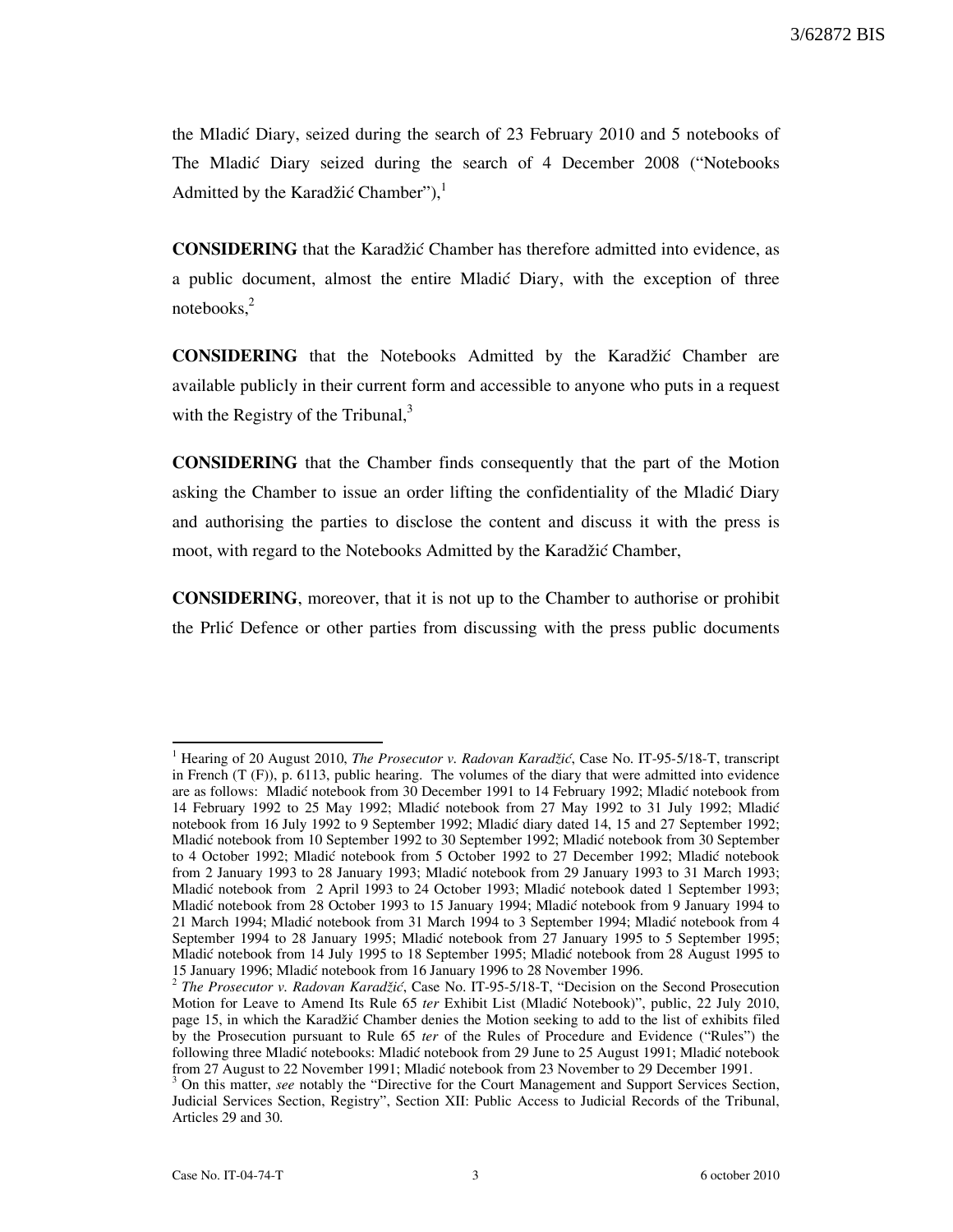the Mladić Diary, seized during the search of 23 February 2010 and 5 notebooks of The Mladić Diary seized during the search of 4 December 2008 ("Notebooks Admitted by the Karadžić Chamber"),[1]

**CONSIDERING** that the Karadžić Chamber has therefore admitted into evidence, as a public document, almost the entire Mladić Diary, with the exception of three notebooks,[2]

**CONSIDERING** that the Notebooks Admitted by the Karadžić Chamber are available publicly in their current form and accessible to anyone who puts in a request with the Registry of the Tribunal,[3]

**CONSIDERING** that the Chamber finds consequently that the part of the Motion asking the Chamber to issue an order lifting the confidentiality of the Mladić Diary and authorising the parties to disclose the content and discuss it with the press is moot, with regard to the Notebooks Admitted by the Karadžić Chamber,

**CONSIDERING**, moreover, that it is not up to the Chamber to authorise or prohibit the Prlić Defence or other parties from discussing with the press public documents

---

[1] Hearing of 20 August 2010, *The Prosecutor v. Radovan Karadžić*, Case No. IT-95-5/18-T, transcript in French (T (F)), p. 6113, public hearing. The volumes of the diary that were admitted into evidence are as follows: Mladić notebook from 30 December 1991 to 14 February 1992; Mladić notebook from 14 February 1992 to 25 May 1992; Mladić notebook from 27 May 1992 to 31 July 1992; Mladić notebook from 16 July 1992 to 9 September 1992; Mladić diary dated 14, 15 and 27 September 1992; Mladić notebook from 10 September 1992 to 30 September 1992; Mladić notebook from 30 September to 4 October 1992; Mladić notebook from 5 October 1992 to 27 December 1992; Mladić notebook from 2 January 1993 to 28 January 1993; Mladić notebook from 29 January 1993 to 31 March 1993; Mladić notebook from 2 April 1993 to 24 October 1993; Mladić notebook dated 1 September 1993; Mladić notebook from 28 October 1993 to 15 January 1994; Mladić notebook from 9 January 1994 to 21 March 1994; Mladić notebook from 31 March 1994 to 3 September 1994; Mladić notebook from 4 September 1994 to 28 January 1995; Mladić notebook from 27 January 1995 to 5 September 1995; Mladić notebook from 14 July 1995 to 18 September 1995; Mladić notebook from 28 August 1995 to 15 January 1996; Mladić notebook from 16 January 1996 to 28 November 1996.

[2] *The Prosecutor v. Radovan Karadžić*, Case No. IT-95-5/18-T, "Decision on the Second Prosecution Motion for Leave to Amend Its Rule 65 *ter* Exhibit List (Mladić Notebook)", public, 22 July 2010, page 15, in which the Karadžić Chamber denies the Motion seeking to add to the list of exhibits filed by the Prosecution pursuant to Rule 65 *ter* of the Rules of Procedure and Evidence ("Rules") the following three Mladić notebooks: Mladić notebook from 29 June to 25 August 1991; Mladić notebook from 27 August to 22 November 1991; Mladić notebook from 23 November to 29 December 1991.

[3] On this matter, *see* notably the "Directive for the Court Management and Support Services Section, Judicial Services Section, Registry", Section XII: Public Access to Judicial Records of the Tribunal, Articles 29 and 30.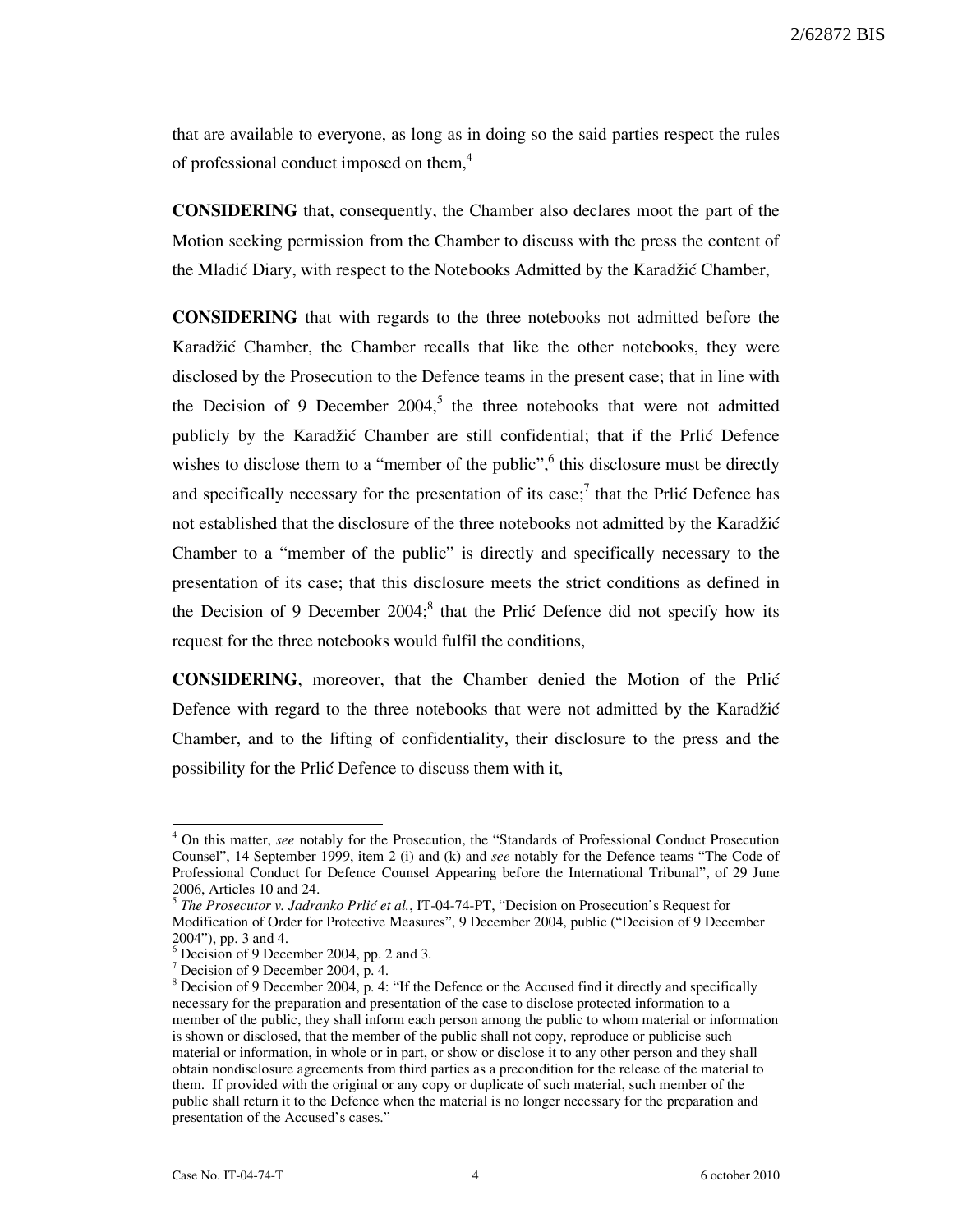that are available to everyone, as long as in doing so the said parties respect the rules of professional conduct imposed on them,[4]

**CONSIDERING** that, consequently, the Chamber also declares moot the part of the Motion seeking permission from the Chamber to discuss with the press the content of the Mladić Diary, with respect to the Notebooks Admitted by the Karadžić Chamber,

**CONSIDERING** that with regards to the three notebooks not admitted before the Karadžić Chamber, the Chamber recalls that like the other notebooks, they were disclosed by the Prosecution to the Defence teams in the present case; that in line with the Decision of 9 December 2004,[5] the three notebooks that were not admitted publicly by the Karadžić Chamber are still confidential; that if the Prlić Defence wishes to disclose them to a "member of the public",[6] this disclosure must be directly and specifically necessary for the presentation of its case;[7] that the Prlić Defence has not established that the disclosure of the three notebooks not admitted by the Karadžić Chamber to a "member of the public" is directly and specifically necessary to the presentation of its case; that this disclosure meets the strict conditions as defined in the Decision of 9 December 2004;[8] that the Prlić Defence did not specify how its request for the three notebooks would fulfil the conditions,

**CONSIDERING**, moreover, that the Chamber denied the Motion of the Prlić Defence with regard to the three notebooks that were not admitted by the Karadžić Chamber, and to the lifting of confidentiality, their disclosure to the press and the possibility for the Prlić Defence to discuss them with it,

---

[4] On this matter, *see* notably for the Prosecution, the "Standards of Professional Conduct Prosecution Counsel", 14 September 1999, item 2 (i) and (k) and *see* notably for the Defence teams "The Code of Professional Conduct for Defence Counsel Appearing before the International Tribunal", of 29 June 2006, Articles 10 and 24.

[5] *The Prosecutor v. Jadranko Prlić et al.*, IT-04-74-PT, "Decision on Prosecution's Request for Modification of Order for Protective Measures", 9 December 2004, public ("Decision of 9 December 2004"), pp. 3 and 4.

[6] Decision of 9 December 2004, pp. 2 and 3.

[7] Decision of 9 December 2004, p. 4.

[8] Decision of 9 December 2004, p. 4: "If the Defence or the Accused find it directly and specifically necessary for the preparation and presentation of the case to disclose protected information to a member of the public, they shall inform each person among the public to whom material or information is shown or disclosed, that the member of the public shall not copy, reproduce or publicise such material or information, in whole or in part, or show or disclose it to any other person and they shall obtain nondisclosure agreements from third parties as a precondition for the release of the material to them. If provided with the original or any copy or duplicate of such material, such member of the public shall return it to the Defence when the material is no longer necessary for the preparation and presentation of the Accused's cases."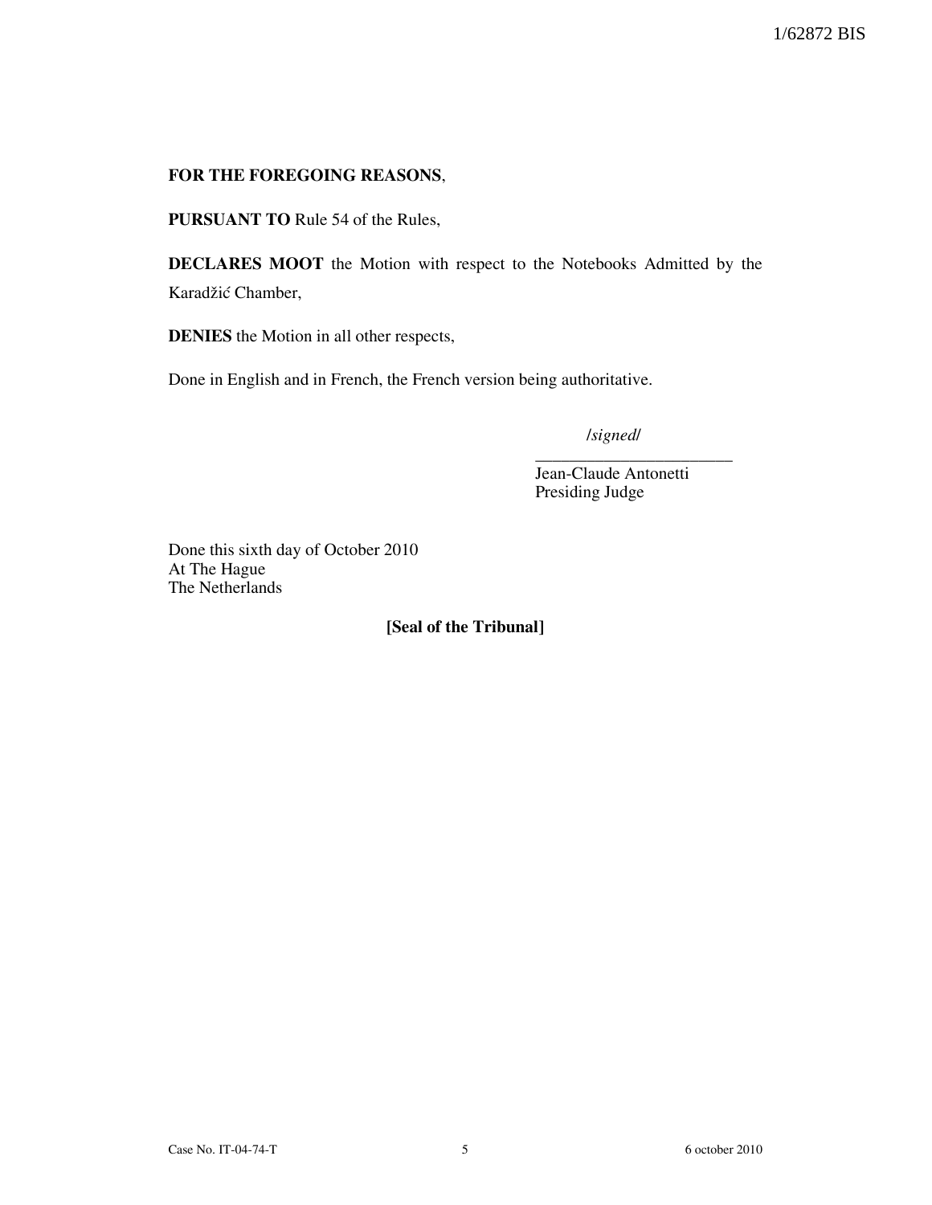**FOR THE FOREGOING REASONS**,

**PURSUANT TO** Rule 54 of the Rules,

**DECLARES MOOT** the Motion with respect to the Notebooks Admitted by the Karadžić Chamber,

**DENIES** the Motion in all other respects,

Done in English and in French, the French version being authoritative.

/*signed*/

_______________________

Jean-Claude Antonetti
Presiding Judge

Done this sixth day of October 2010
At The Hague
The Netherlands

**[Seal of the Tribunal]**